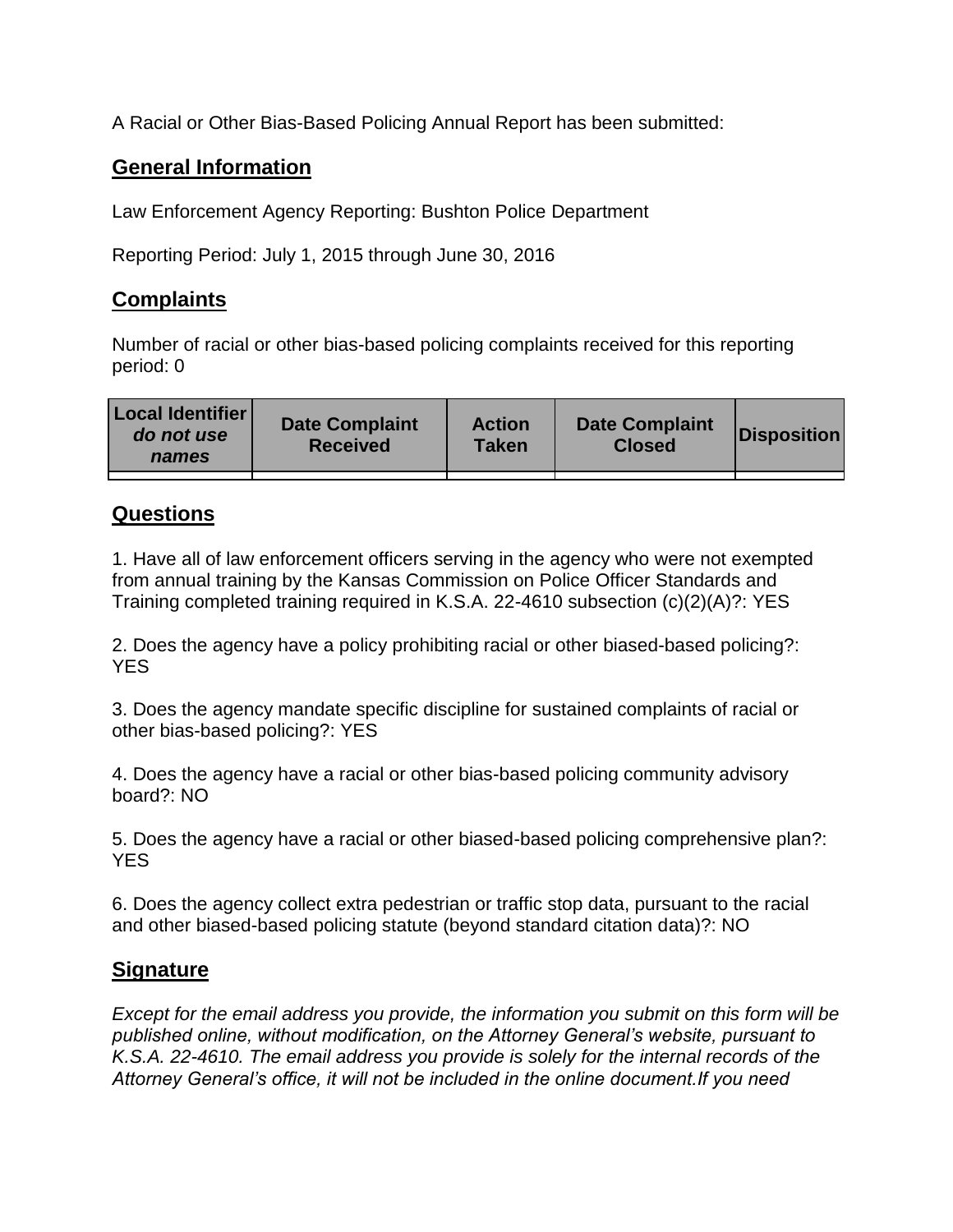A Racial or Other Bias-Based Policing Annual Report has been submitted:

## General Information

Law Enforcement Agency Reporting: Bushton Police Department

Reporting Period: July 1, 2015 through June 30, 2016

## Complaints

Number of racial or other bias-based policing complaints received for this reporting period: 0

| **Local Identifier** ***do not use names*** | **Date Complaint Received** | **Action Taken** | **Date Complaint Closed** | **Disposition** |
|---|---|---|---|---|
| | | | | |

## Questions

1. Have all of law enforcement officers serving in the agency who were not exempted from annual training by the Kansas Commission on Police Officer Standards and Training completed training required in K.S.A. 22-4610 subsection (c)(2)(A)?: YES

2. Does the agency have a policy prohibiting racial or other biased-based policing?: YES

3. Does the agency mandate specific discipline for sustained complaints of racial or other bias-based policing?: YES

4. Does the agency have a racial or other bias-based policing community advisory board?: NO

5. Does the agency have a racial or other biased-based policing comprehensive plan?: YES

6. Does the agency collect extra pedestrian or traffic stop data, pursuant to the racial and other biased-based policing statute (beyond standard citation data)?: NO

## Signature

*Except for the email address you provide, the information you submit on this form will be published online, without modification, on the Attorney General's website, pursuant to K.S.A. 22-4610. The email address you provide is solely for the internal records of the Attorney General's office, it will not be included in the online document.If you need*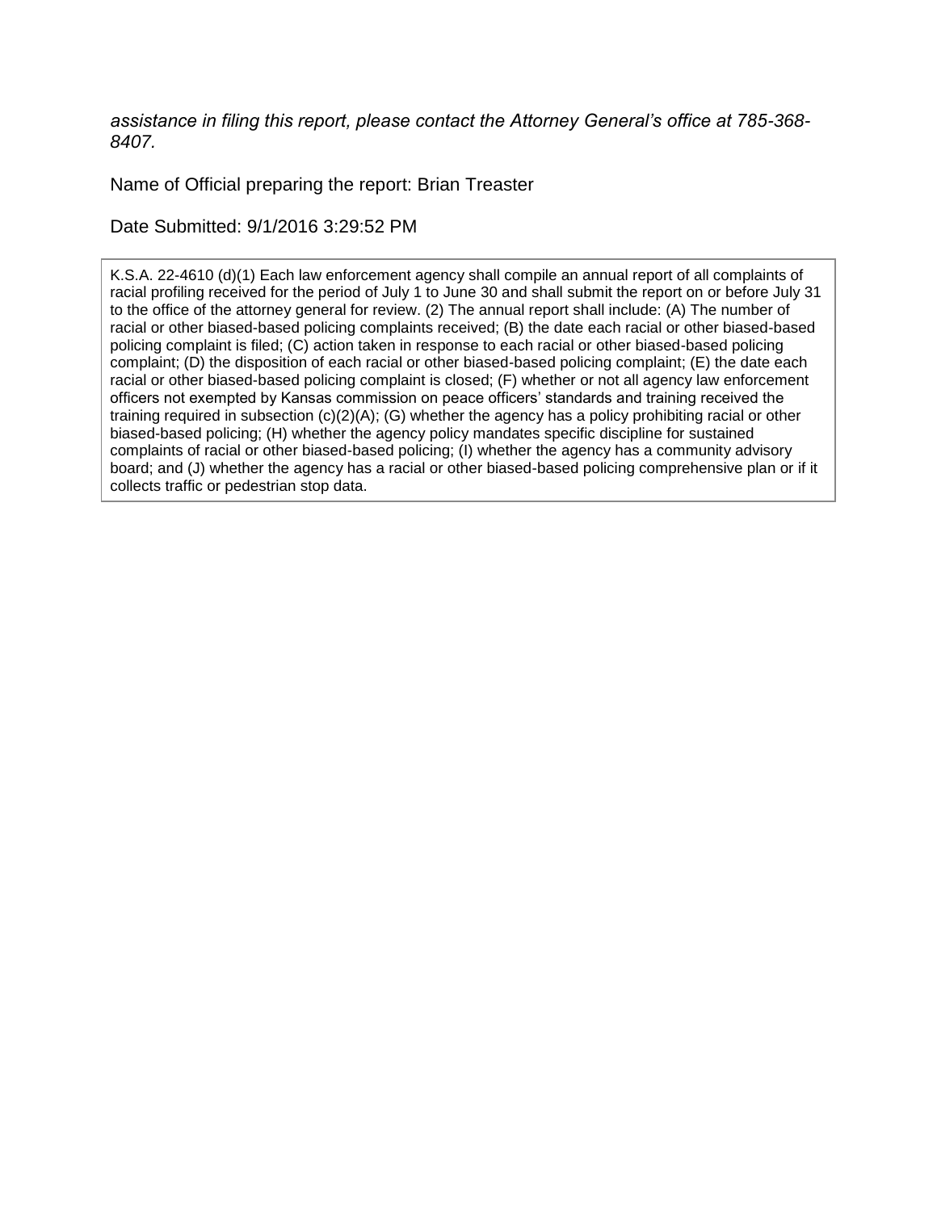*assistance in filing this report, please contact the Attorney General's office at 785-368-8407.*

Name of Official preparing the report: Brian Treaster

Date Submitted: 9/1/2016 3:29:52 PM

K.S.A. 22-4610 (d)(1) Each law enforcement agency shall compile an annual report of all complaints of racial profiling received for the period of July 1 to June 30 and shall submit the report on or before July 31 to the office of the attorney general for review. (2) The annual report shall include: (A) The number of racial or other biased-based policing complaints received; (B) the date each racial or other biased-based policing complaint is filed; (C) action taken in response to each racial or other biased-based policing complaint; (D) the disposition of each racial or other biased-based policing complaint; (E) the date each racial or other biased-based policing complaint is closed; (F) whether or not all agency law enforcement officers not exempted by Kansas commission on peace officers' standards and training received the training required in subsection (c)(2)(A); (G) whether the agency has a policy prohibiting racial or other biased-based policing; (H) whether the agency policy mandates specific discipline for sustained complaints of racial or other biased-based policing; (I) whether the agency has a community advisory board; and (J) whether the agency has a racial or other biased-based policing comprehensive plan or if it collects traffic or pedestrian stop data.